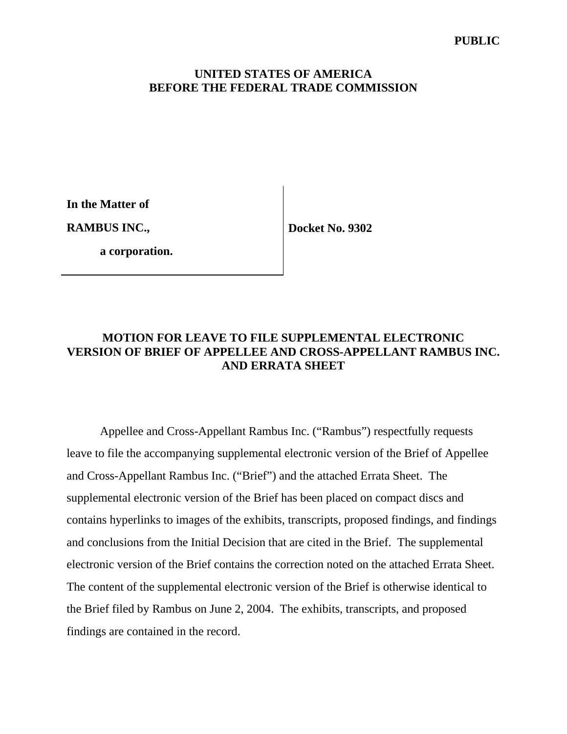**PUBLIC**

**UNITED STATES OF AMERICA**
**BEFORE THE FEDERAL TRADE COMMISSION**

| | |
|---|---|
| **In the Matter of** | |
| **RAMBUS INC.,** | **Docket No. 9302** |
| **a corporation.** | |

## MOTION FOR LEAVE TO FILE SUPPLEMENTAL ELECTRONIC VERSION OF BRIEF OF APPELLEE AND CROSS-APPELLANT RAMBUS INC. AND ERRATA SHEET

Appellee and Cross-Appellant Rambus Inc. ("Rambus") respectfully requests leave to file the accompanying supplemental electronic version of the Brief of Appellee and Cross-Appellant Rambus Inc. ("Brief") and the attached Errata Sheet. The supplemental electronic version of the Brief has been placed on compact discs and contains hyperlinks to images of the exhibits, transcripts, proposed findings, and findings and conclusions from the Initial Decision that are cited in the Brief. The supplemental electronic version of the Brief contains the correction noted on the attached Errata Sheet. The content of the supplemental electronic version of the Brief is otherwise identical to the Brief filed by Rambus on June 2, 2004. The exhibits, transcripts, and proposed findings are contained in the record.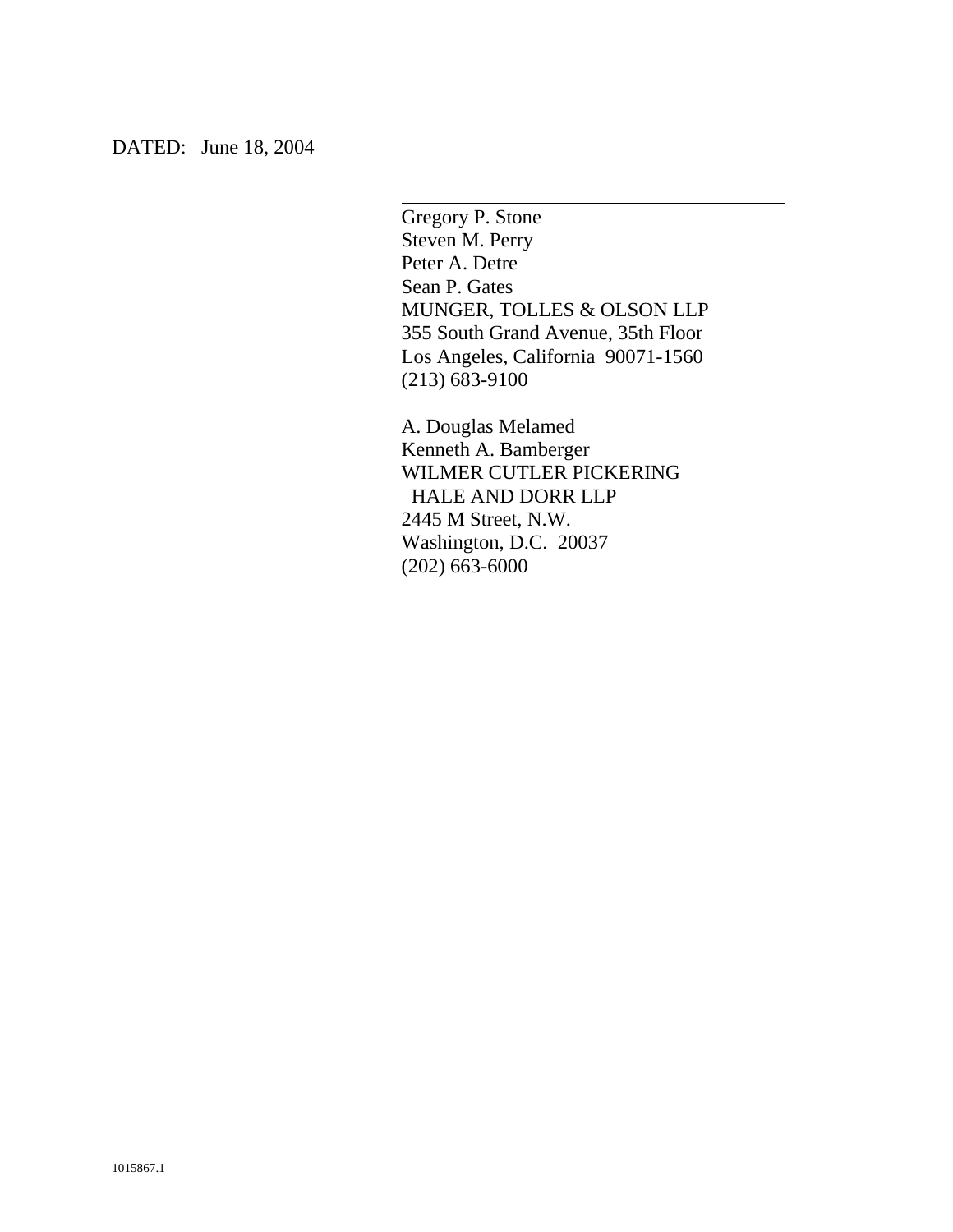DATED: June 18, 2004

\_\_\_\_\_\_\_\_\_\_\_\_\_\_\_\_\_\_\_\_\_\_\_\_\_\_\_\_\_\_\_\_\_\_\_\_\_\_\_\_

Gregory P. Stone
Steven M. Perry
Peter A. Detre
Sean P. Gates
MUNGER, TOLLES & OLSON LLP
355 South Grand Avenue, 35th Floor
Los Angeles, California 90071-1560
(213) 683-9100

A. Douglas Melamed
Kenneth A. Bamberger
WILMER CUTLER PICKERING
HALE AND DORR LLP
2445 M Street, N.W.
Washington, D.C. 20037
(202) 663-6000

1015867.1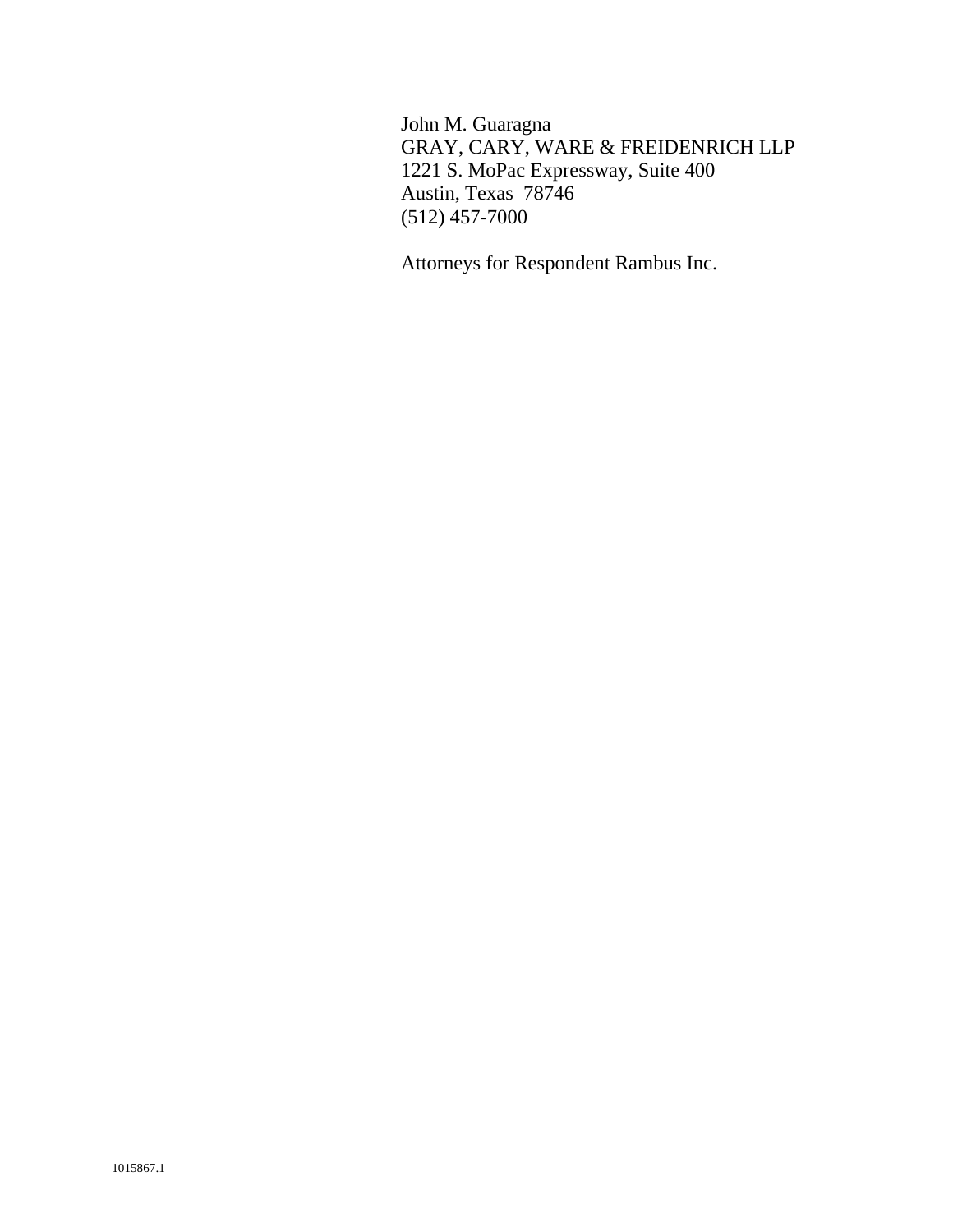John M. Guaragna
GRAY, CARY, WARE & FREIDENRICH LLP
1221 S. MoPac Expressway, Suite 400
Austin, Texas 78746
(512) 457-7000

Attorneys for Respondent Rambus Inc.

1015867.1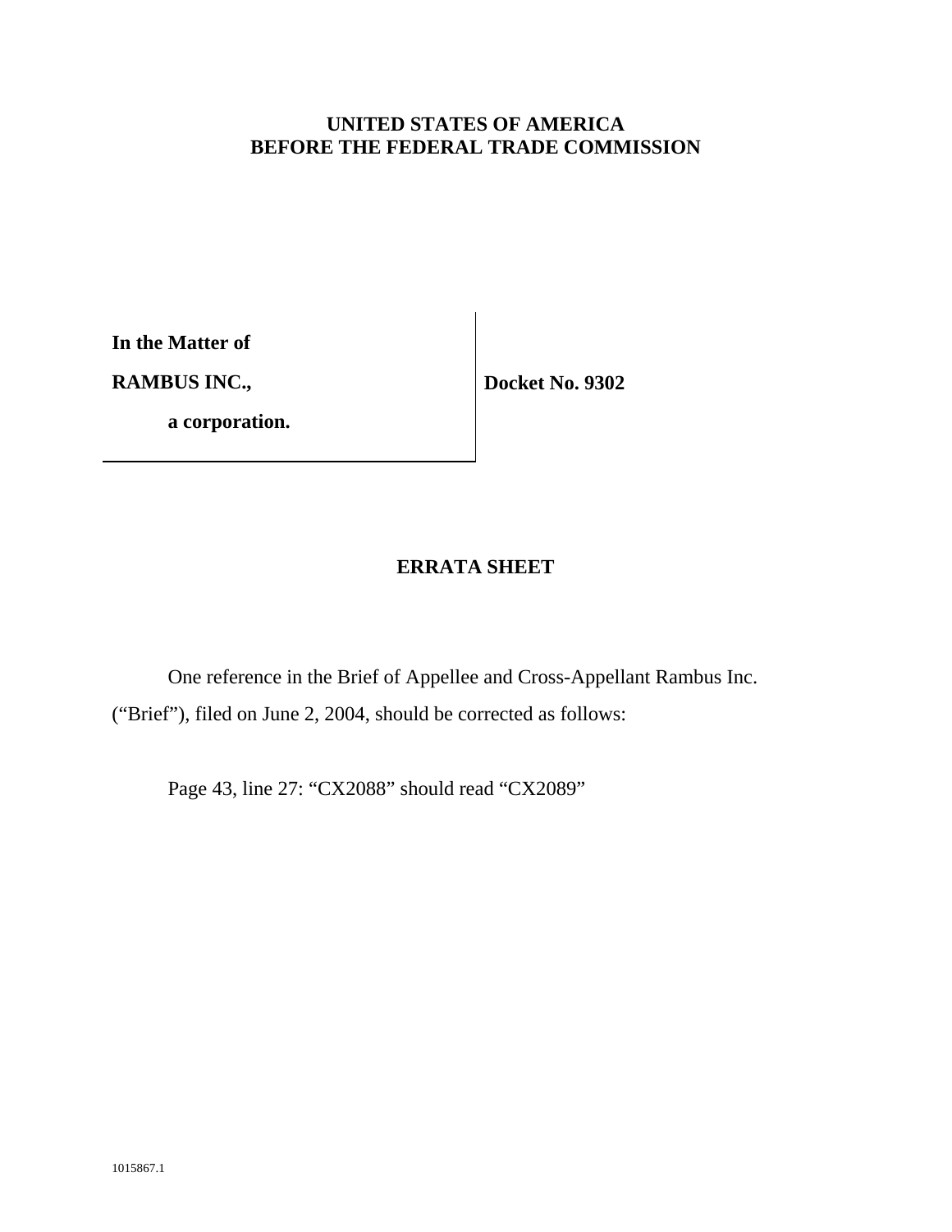**UNITED STATES OF AMERICA**
**BEFORE THE FEDERAL TRADE COMMISSION**

**In the Matter of**

**RAMBUS INC.,**

**a corporation.**

**Docket No. 9302**

## ERRATA SHEET

One reference in the Brief of Appellee and Cross-Appellant Rambus Inc. ("Brief"), filed on June 2, 2004, should be corrected as follows:

Page 43, line 27: "CX2088" should read "CX2089"

1015867.1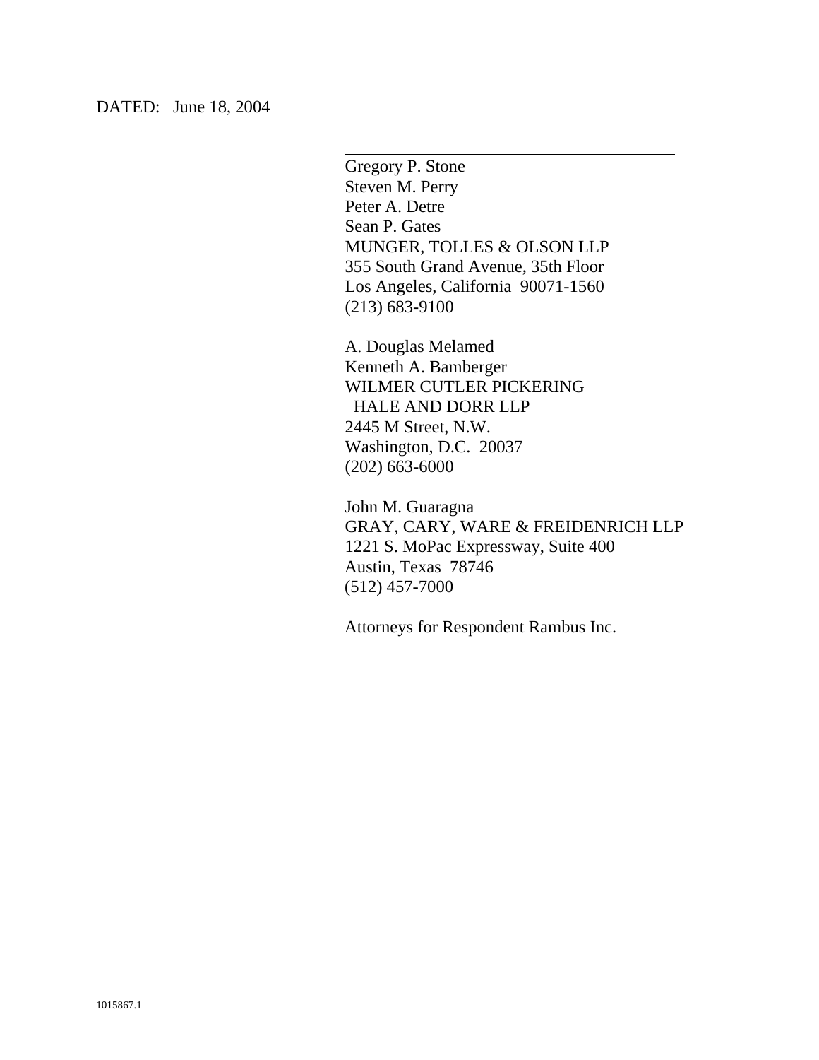DATED: June 18, 2004

\_\_\_\_\_\_\_\_\_\_\_\_\_\_\_\_\_\_\_\_\_\_\_\_\_\_\_\_\_\_\_\_\_\_\_\_

Gregory P. Stone
Steven M. Perry
Peter A. Detre
Sean P. Gates
MUNGER, TOLLES & OLSON LLP
355 South Grand Avenue, 35th Floor
Los Angeles, California 90071-1560
(213) 683-9100

A. Douglas Melamed
Kenneth A. Bamberger
WILMER CUTLER PICKERING
HALE AND DORR LLP
2445 M Street, N.W.
Washington, D.C. 20037
(202) 663-6000

John M. Guaragna
GRAY, CARY, WARE & FREIDENRICH LLP
1221 S. MoPac Expressway, Suite 400
Austin, Texas 78746
(512) 457-7000

Attorneys for Respondent Rambus Inc.

1015867.1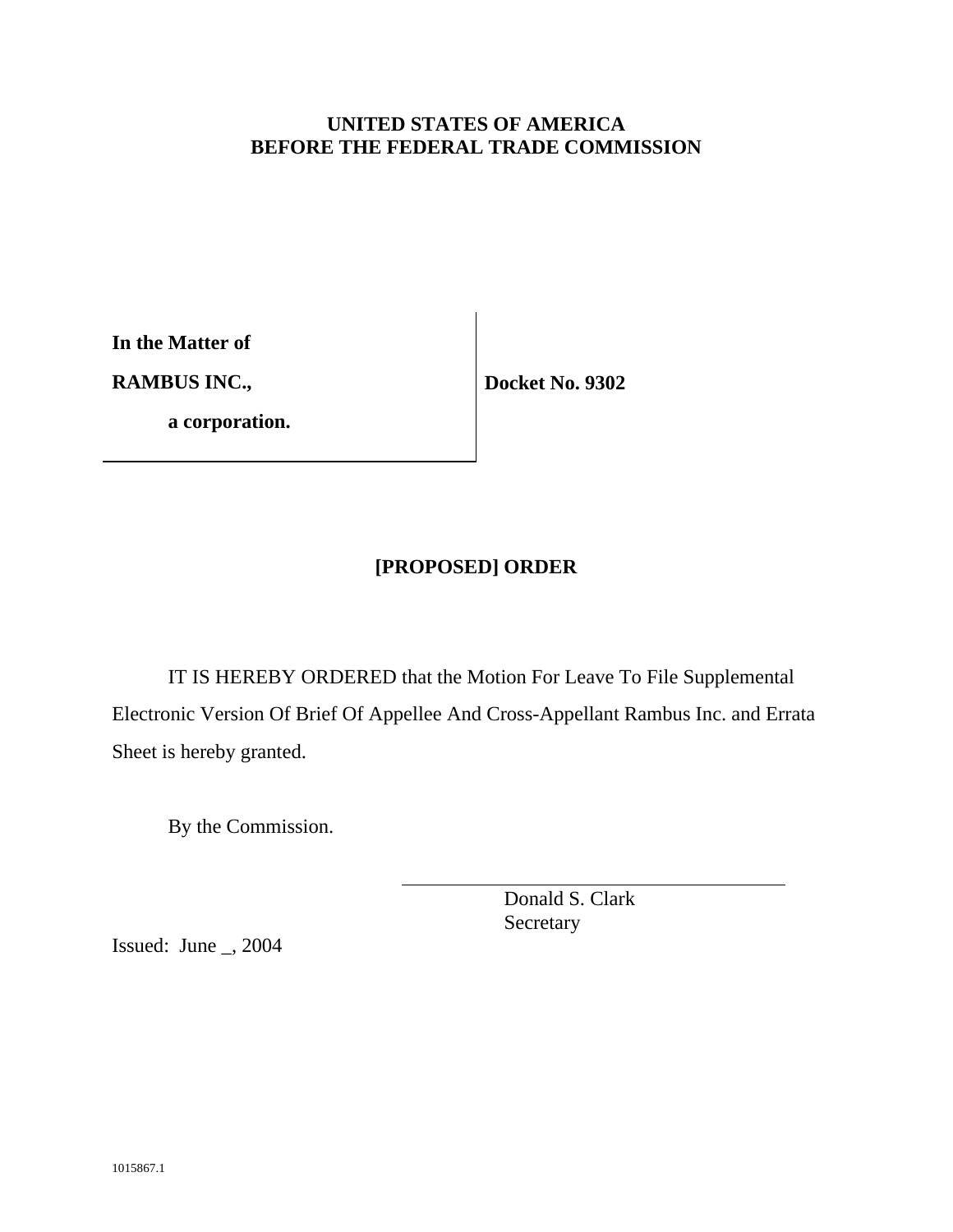**UNITED STATES OF AMERICA**
**BEFORE THE FEDERAL TRADE COMMISSION**

**In the Matter of**

**RAMBUS INC.,**

**a corporation.**

**Docket No. 9302**

## [PROPOSED] ORDER

IT IS HEREBY ORDERED that the Motion For Leave To File Supplemental Electronic Version Of Brief Of Appellee And Cross-Appellant Rambus Inc. and Errata Sheet is hereby granted.

By the Commission.

Donald S. Clark
Secretary

Issued: June _, 2004

1015867.1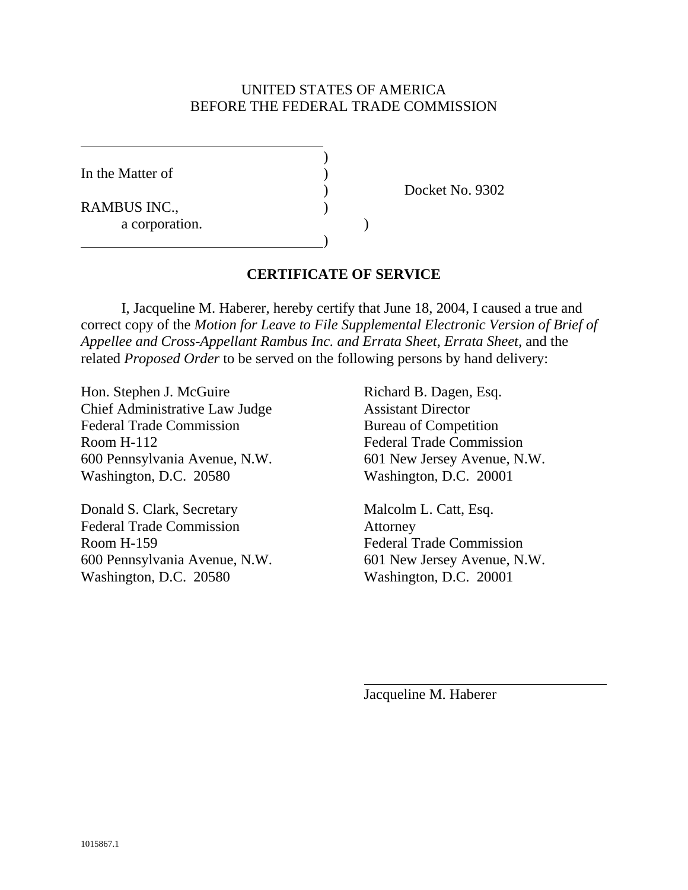UNITED STATES OF AMERICA
BEFORE THE FEDERAL TRADE COMMISSION

| | | |
|---|---|---|
| In the Matter of | ) | |
| | ) | Docket No. 9302 |
| RAMBUS INC., | ) | |
| a corporation. | ) | |

## CERTIFICATE OF SERVICE

I, Jacqueline M. Haberer, hereby certify that June 18, 2004, I caused a true and correct copy of the *Motion for Leave to File Supplemental Electronic Version of Brief of Appellee and Cross-Appellant Rambus Inc. and Errata Sheet, Errata Sheet,* and the related *Proposed Order* to be served on the following persons by hand delivery:

Hon. Stephen J. McGuire
Chief Administrative Law Judge
Federal Trade Commission
Room H-112
600 Pennsylvania Avenue, N.W.
Washington, D.C. 20580

Donald S. Clark, Secretary
Federal Trade Commission
Room H-159
600 Pennsylvania Avenue, N.W.
Washington, D.C. 20580

Richard B. Dagen, Esq.
Assistant Director
Bureau of Competition
Federal Trade Commission
601 New Jersey Avenue, N.W.
Washington, D.C. 20001

Malcolm L. Catt, Esq.
Attorney
Federal Trade Commission
601 New Jersey Avenue, N.W.
Washington, D.C. 20001

\_\_\_\_\_\_\_\_\_\_\_\_\_\_\_\_\_\_\_\_\_\_\_\_\_\_\_\_\_\_
Jacqueline M. Haberer

1015867.1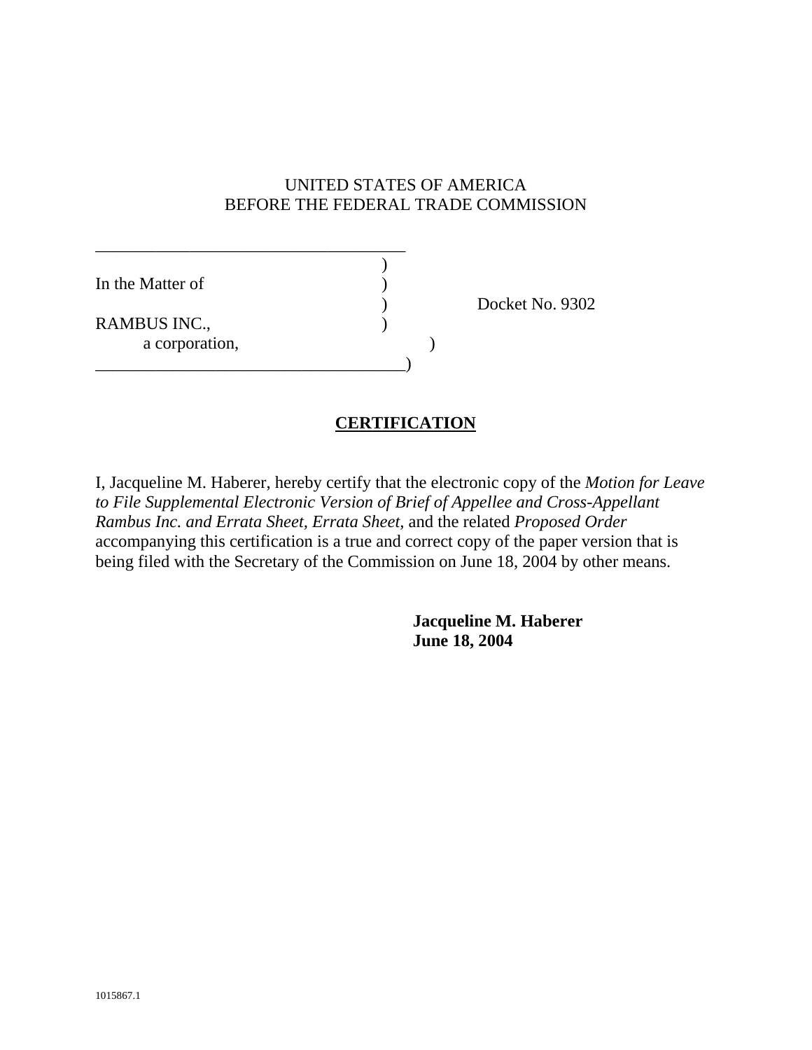UNITED STATES OF AMERICA
BEFORE THE FEDERAL TRADE COMMISSION

In the Matter of

RAMBUS INC.,
a corporation,

Docket No. 9302

## CERTIFICATION

I, Jacqueline M. Haberer, hereby certify that the electronic copy of the *Motion for Leave to File Supplemental Electronic Version of Brief of Appellee and Cross-Appellant Rambus Inc. and Errata Sheet*, *Errata Sheet,* and the related *Proposed Order* accompanying this certification is a true and correct copy of the paper version that is being filed with the Secretary of the Commission on June 18, 2004 by other means.

**Jacqueline M. Haberer**
**June 18, 2004**

1015867.1